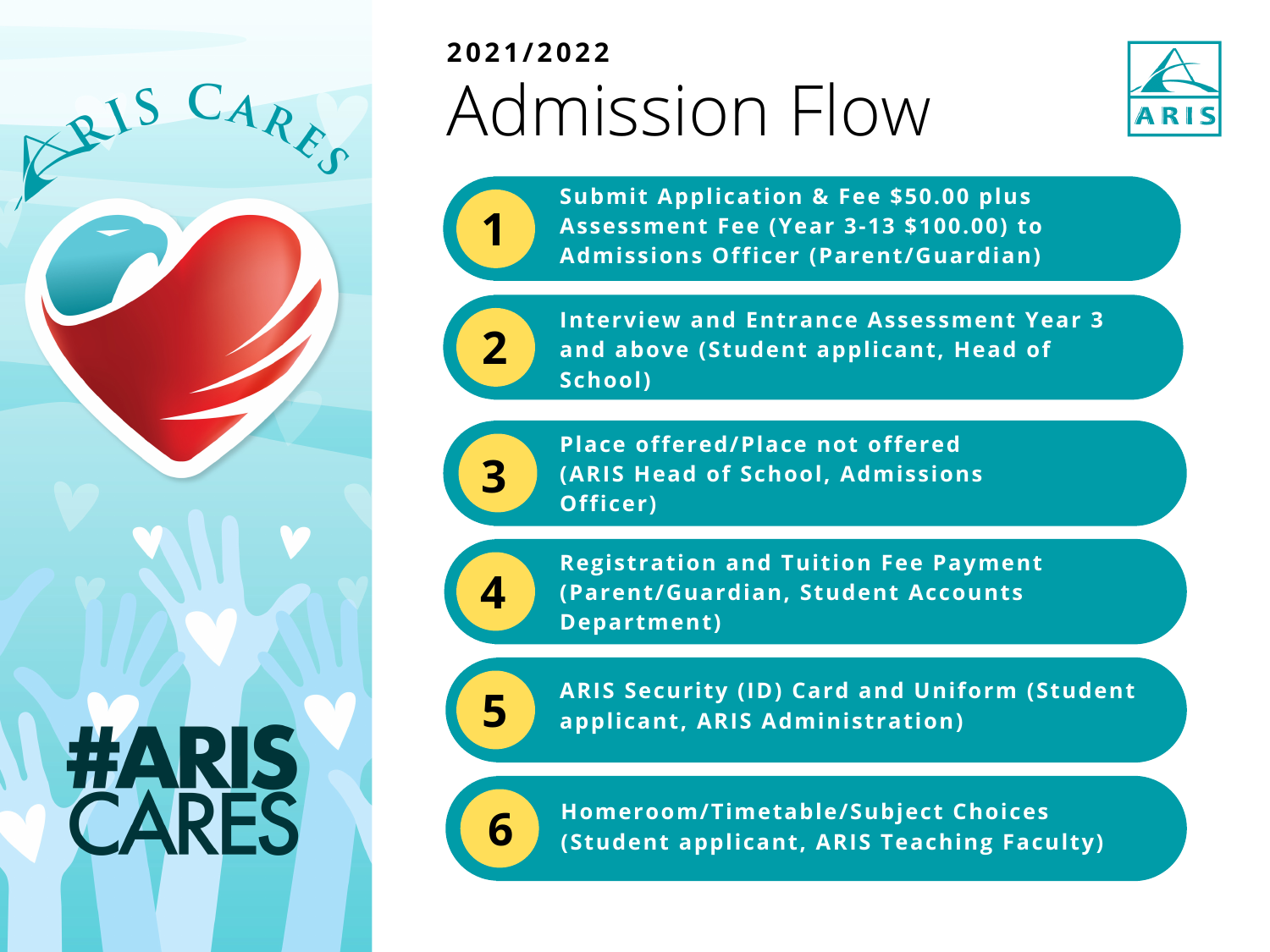ARIS CARES

#ARIS CARES

**2021/2022**

# Admission Flow

ARIS

1. Submit Application & Fee $50.00 plus Assessment Fee (Year 3-13 $100.00) to Admissions Officer (Parent/Guardian)
2. Interview and Entrance Assessment Year 3 and above (Student applicant, Head of School)
3. Place offered/Place not offered (ARIS Head of School, Admissions Officer)
4. Registration and Tuition Fee Payment (Parent/Guardian, Student Accounts Department)
5. ARIS Security (ID) Card and Uniform (Student applicant, ARIS Administration)
6. Homeroom/Timetable/Subject Choices (Student applicant, ARIS Teaching Faculty)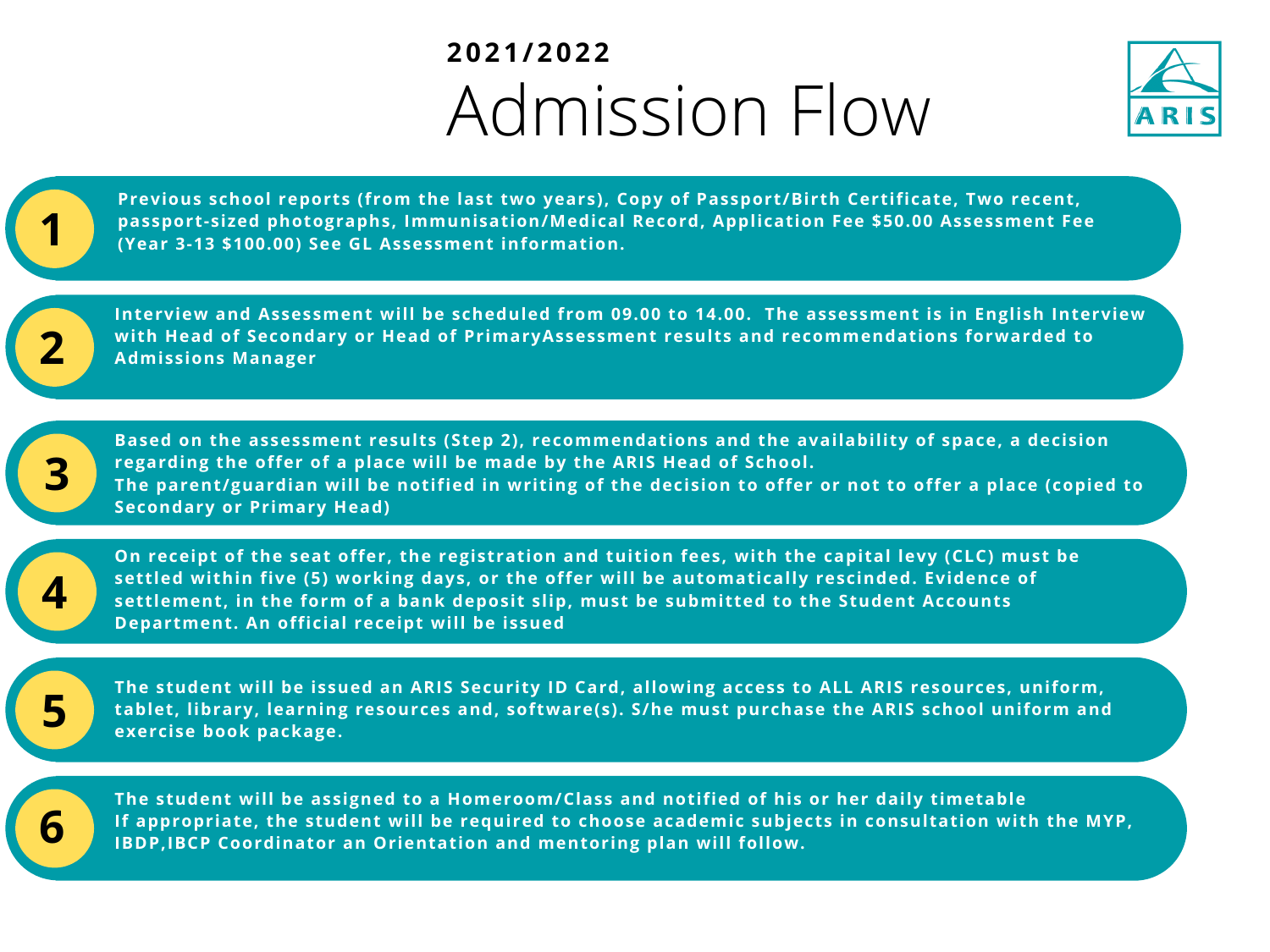**2021/2022**

# Admission Flow

ARIS

1. Previous school reports (from the last two years), Copy of Passport/Birth Certificate, Two recent, passport-sized photographs, Immunisation/Medical Record, Application Fee $50.00 Assessment Fee (Year 3-13 $100.00) See GL Assessment information.

2. Interview and Assessment will be scheduled from 09.00 to 14.00. The assessment is in English Interview with Head of Secondary or Head of PrimaryAssessment results and recommendations forwarded to Admissions Manager

3. Based on the assessment results (Step 2), recommendations and the availability of space, a decision regarding the offer of a place will be made by the ARIS Head of School.
The parent/guardian will be notified in writing of the decision to offer or not to offer a place (copied to Secondary or Primary Head)

4. On receipt of the seat offer, the registration and tuition fees, with the capital levy (CLC) must be settled within five (5) working days, or the offer will be automatically rescinded. Evidence of settlement, in the form of a bank deposit slip, must be submitted to the Student Accounts Department. An official receipt will be issued

5. The student will be issued an ARIS Security ID Card, allowing access to ALL ARIS resources, uniform, tablet, library, learning resources and, software(s). S/he must purchase the ARIS school uniform and exercise book package.

6. The student will be assigned to a Homeroom/Class and notified of his or her daily timetable
If appropriate, the student will be required to choose academic subjects in consultation with the MYP, IBDP,IBCP Coordinator an Orientation and mentoring plan will follow.